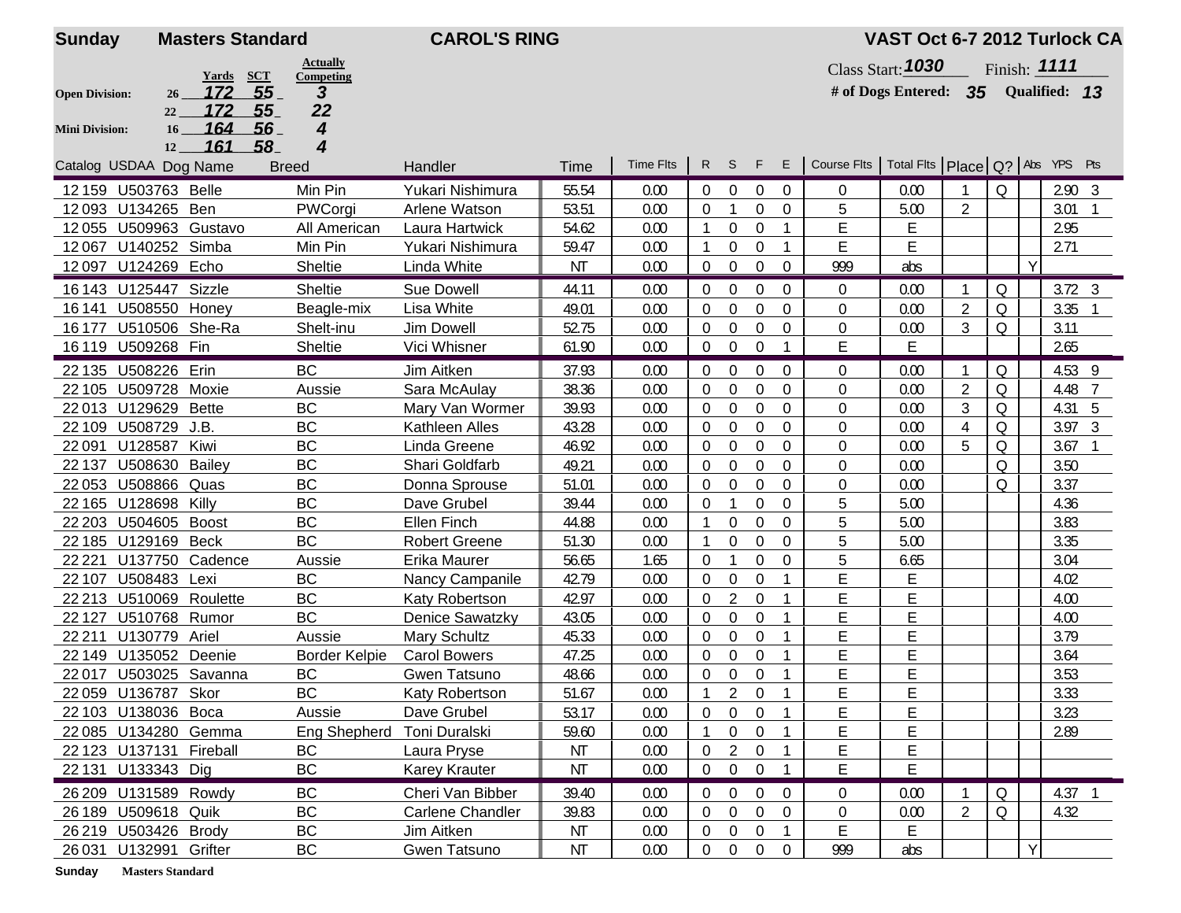**Sunday** **Masters Standard** **CAROL'S RING** **VAST Oct 6-7 2012 Turlock CA**

| | | Yards | SCT | Actually Competing |
|---|---|---|---|---|
| Open Division: | 26 | 172 | 55 | 3 |
| | 22 | 172 | 55 | 22 |
| Mini Division: | 16 | 164 | 56 | 4 |
| | 12 | 161 | 58 | 4 |

Class Start: **1030** Finish: **1111**

**# of Dogs Entered: 35** **Qualified: 13**

| Catalog | USDAA | Dog Name | Breed | Handler | Time | Time Flts | R | S | F | E | Course Flts | Total Flts | Place | Q? | Abs | YPS | Pts |
|---|---|---|---|---|---|---|---|---|---|---|---|---|---|---|---|---|---|
| 12 159 | U503763 | Belle | Min Pin | Yukari Nishimura | 55.54 | 0.00 | 0 | 0 | 0 | 0 | 0 | 0.00 | 1 | Q | | 2.90 | 3 |
| 12 093 | U134265 | Ben | PWCorgi | Arlene Watson | 53.51 | 0.00 | 0 | 1 | 0 | 0 | 5 | 5.00 | 2 | | | 3.01 | 1 |
| 12 055 | U509963 | Gustavo | All American | Laura Hartwick | 54.62 | 0.00 | 1 | 0 | 0 | 1 | E | E | | | | 2.95 | |
| 12 067 | U140252 | Simba | Min Pin | Yukari Nishimura | 59.47 | 0.00 | 1 | 0 | 0 | 1 | E | E | | | | 2.71 | |
| 12 097 | U124269 | Echo | Sheltie | Linda White | NT | 0.00 | 0 | 0 | 0 | 0 | 999 | abs | | | Y | | |
| 16 143 | U125447 | Sizzle | Sheltie | Sue Dowell | 44.11 | 0.00 | 0 | 0 | 0 | 0 | 0 | 0.00 | 1 | Q | | 3.72 | 3 |
| 16 141 | U508550 | Honey | Beagle-mix | Lisa White | 49.01 | 0.00 | 0 | 0 | 0 | 0 | 0 | 0.00 | 2 | Q | | 3.35 | 1 |
| 16 177 | U510506 | She-Ra | Shelt-inu | Jim Dowell | 52.75 | 0.00 | 0 | 0 | 0 | 0 | 0 | 0.00 | 3 | Q | | 3.11 | |
| 16 119 | U509268 | Fin | Sheltie | Vici Whisner | 61.90 | 0.00 | 0 | 0 | 0 | 1 | E | E | | | | 2.65 | |
| 22 135 | U508226 | Erin | BC | Jim Aitken | 37.93 | 0.00 | 0 | 0 | 0 | 0 | 0 | 0.00 | 1 | Q | | 4.53 | 9 |
| 22 105 | U509728 | Moxie | Aussie | Sara McAulay | 38.36 | 0.00 | 0 | 0 | 0 | 0 | 0 | 0.00 | 2 | Q | | 4.48 | 7 |
| 22 013 | U129629 | Bette | BC | Mary Van Wormer | 39.93 | 0.00 | 0 | 0 | 0 | 0 | 0 | 0.00 | 3 | Q | | 4.31 | 5 |
| 22 109 | U508729 | J.B. | BC | Kathleen Alles | 43.28 | 0.00 | 0 | 0 | 0 | 0 | 0 | 0.00 | 4 | Q | | 3.97 | 3 |
| 22 091 | U128587 | Kiwi | BC | Linda Greene | 46.92 | 0.00 | 0 | 0 | 0 | 0 | 0 | 0.00 | 5 | Q | | 3.67 | 1 |
| 22 137 | U508630 | Bailey | BC | Shari Goldfarb | 49.21 | 0.00 | 0 | 0 | 0 | 0 | 0 | 0.00 | | Q | | 3.50 | |
| 22 053 | U508866 | Quas | BC | Donna Sprouse | 51.01 | 0.00 | 0 | 0 | 0 | 0 | 0 | 0.00 | | Q | | 3.37 | |
| 22 165 | U128698 | Killy | BC | Dave Grubel | 39.44 | 0.00 | 0 | 1 | 0 | 0 | 5 | 5.00 | | | | 4.36 | |
| 22 203 | U504605 | Boost | BC | Ellen Finch | 44.88 | 0.00 | 1 | 0 | 0 | 0 | 5 | 5.00 | | | | 3.83 | |
| 22 185 | U129169 | Beck | BC | Robert Greene | 51.30 | 0.00 | 1 | 0 | 0 | 0 | 5 | 5.00 | | | | 3.35 | |
| 22 221 | U137750 | Cadence | Aussie | Erika Maurer | 56.65 | 1.65 | 0 | 1 | 0 | 0 | 5 | 6.65 | | | | 3.04 | |
| 22 107 | U508483 | Lexi | BC | Nancy Campanile | 42.79 | 0.00 | 0 | 0 | 0 | 1 | E | E | | | | 4.02 | |
| 22 213 | U510069 | Roulette | BC | Katy Robertson | 42.97 | 0.00 | 0 | 2 | 0 | 1 | E | E | | | | 4.00 | |
| 22 127 | U510768 | Rumor | BC | Denice Sawatzky | 43.05 | 0.00 | 0 | 0 | 0 | 1 | E | E | | | | 4.00 | |
| 22 211 | U130779 | Ariel | Aussie | Mary Schultz | 45.33 | 0.00 | 0 | 0 | 0 | 1 | E | E | | | | 3.79 | |
| 22 149 | U135052 | Deenie | Border Kelpie | Carol Bowers | 47.25 | 0.00 | 0 | 0 | 0 | 1 | E | E | | | | 3.64 | |
| 22 017 | U503025 | Savanna | BC | Gwen Tatsuno | 48.66 | 0.00 | 0 | 0 | 0 | 1 | E | E | | | | 3.53 | |
| 22 059 | U136787 | Skor | BC | Katy Robertson | 51.67 | 0.00 | 1 | 2 | 0 | 1 | E | E | | | | 3.33 | |
| 22 103 | U138036 | Boca | Aussie | Dave Grubel | 53.17 | 0.00 | 0 | 0 | 0 | 1 | E | E | | | | 3.23 | |
| 22 085 | U134280 | Gemma | Eng Shepherd | Toni Duralski | 59.60 | 0.00 | 1 | 0 | 0 | 1 | E | E | | | | 2.89 | |
| 22 123 | U137131 | Fireball | BC | Laura Pryse | NT | 0.00 | 0 | 2 | 0 | 1 | E | E | | | | | |
| 22 131 | U133343 | Dig | BC | Karey Krauter | NT | 0.00 | 0 | 0 | 0 | 1 | E | E | | | | | |
| 26 209 | U131589 | Rowdy | BC | Cheri Van Bibber | 39.40 | 0.00 | 0 | 0 | 0 | 0 | 0 | 0.00 | 1 | Q | | 4.37 | 1 |
| 26 189 | U509618 | Quik | BC | Carlene Chandler | 39.83 | 0.00 | 0 | 0 | 0 | 0 | 0 | 0.00 | 2 | Q | | 4.32 | |
| 26 219 | U503426 | Brody | BC | Jim Aitken | NT | 0.00 | 0 | 0 | 0 | 1 | E | E | | | | | |
| 26 031 | U132991 | Grifter | BC | Gwen Tatsuno | NT | 0.00 | 0 | 0 | 0 | 0 | 999 | abs | | | Y | | |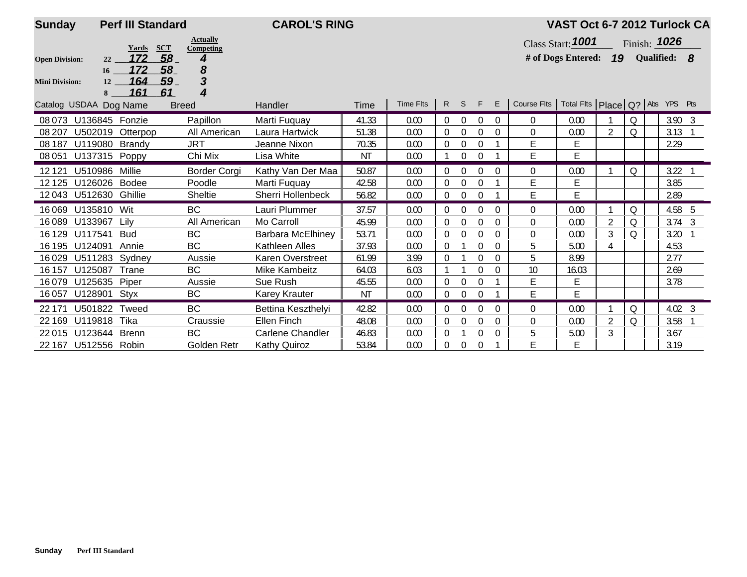**Sunday** **Perf III Standard** **CAROL'S RING** **VAST Oct 6-7 2012 Turlock CA**

| Division | Height | Yards | SCT | Actually Competing |
|---|---|---|---|---|
| Open Division: | 22 | 172 | 58 | 4 |
| | 16 | 172 | 58 | 8 |
| Mini Division: | 12 | 164 | 59 | 3 |
| | 8 | 161 | 61 | 4 |

Class Start: **1001** Finish: **1026**

**# of Dogs Entered: 19** **Qualified: 8**

| Catalog | USDAA | Dog Name | Breed | Handler | Time | Time Flts | R | S | F | E | Course Flts | Total Flts | Place | Q? | Abs | YPS | Pts |
|---|---|---|---|---|---|---|---|---|---|---|---|---|---|---|---|---|---|
| 08 073 | U136845 | Fonzie | Papillon | Marti Fuquay | 41.33 | 0.00 | 0 | 0 | 0 | 0 | 0 | 0.00 | 1 | Q | | 3.90 | 3 |
| 08 207 | U502019 | Otterpop | All American | Laura Hartwick | 51.38 | 0.00 | 0 | 0 | 0 | 0 | 0 | 0.00 | 2 | Q | | 3.13 | 1 |
| 08 187 | U119080 | Brandy | JRT | Jeanne Nixon | 70.35 | 0.00 | 0 | 0 | 0 | 1 | E | E | | | | 2.29 | |
| 08 051 | U137315 | Poppy | Chi Mix | Lisa White | NT | 0.00 | 1 | 0 | 0 | 1 | E | E | | | | | |
| 12 121 | U510986 | Millie | Border Corgi | Kathy Van Der Maa | 50.87 | 0.00 | 0 | 0 | 0 | 0 | 0 | 0.00 | 1 | Q | | 3.22 | 1 |
| 12 125 | U126026 | Bodee | Poodle | Marti Fuquay | 42.58 | 0.00 | 0 | 0 | 0 | 1 | E | E | | | | 3.85 | |
| 12 043 | U512630 | Ghillie | Sheltie | Sherri Hollenbeck | 56.82 | 0.00 | 0 | 0 | 0 | 1 | E | E | | | | 2.89 | |
| 16 069 | U135810 | Wit | BC | Lauri Plummer | 37.57 | 0.00 | 0 | 0 | 0 | 0 | 0 | 0.00 | 1 | Q | | 4.58 | 5 |
| 16 089 | U133967 | Lily | All American | Mo Carroll | 45.99 | 0.00 | 0 | 0 | 0 | 0 | 0 | 0.00 | 2 | Q | | 3.74 | 3 |
| 16 129 | U117541 | Bud | BC | Barbara McElhiney | 53.71 | 0.00 | 0 | 0 | 0 | 0 | 0 | 0.00 | 3 | Q | | 3.20 | 1 |
| 16 195 | U124091 | Annie | BC | Kathleen Alles | 37.93 | 0.00 | 0 | 1 | 0 | 0 | 5 | 5.00 | 4 | | | 4.53 | |
| 16 029 | U511283 | Sydney | Aussie | Karen Overstreet | 61.99 | 3.99 | 0 | 1 | 0 | 0 | 5 | 8.99 | | | | 2.77 | |
| 16 157 | U125087 | Trane | BC | Mike Kambeitz | 64.03 | 6.03 | 1 | 1 | 0 | 0 | 10 | 16.03 | | | | 2.69 | |
| 16 079 | U125635 | Piper | Aussie | Sue Rush | 45.55 | 0.00 | 0 | 0 | 0 | 1 | E | E | | | | 3.78 | |
| 16 057 | U128901 | Styx | BC | Karey Krauter | NT | 0.00 | 0 | 0 | 0 | 1 | E | E | | | | | |
| 22 171 | U501822 | Tweed | BC | Bettina Keszthelyi | 42.82 | 0.00 | 0 | 0 | 0 | 0 | 0 | 0.00 | 1 | Q | | 4.02 | 3 |
| 22 169 | U119818 | Tika | Craussie | Ellen Finch | 48.08 | 0.00 | 0 | 0 | 0 | 0 | 0 | 0.00 | 2 | Q | | 3.58 | 1 |
| 22 015 | U123644 | Brenn | BC | Carlene Chandler | 46.83 | 0.00 | 0 | 1 | 0 | 0 | 5 | 5.00 | 3 | | | 3.67 | |
| 22 167 | U512556 | Robin | Golden Retr | Kathy Quiroz | 53.84 | 0.00 | 0 | 0 | 0 | 1 | E | E | | | | 3.19 | |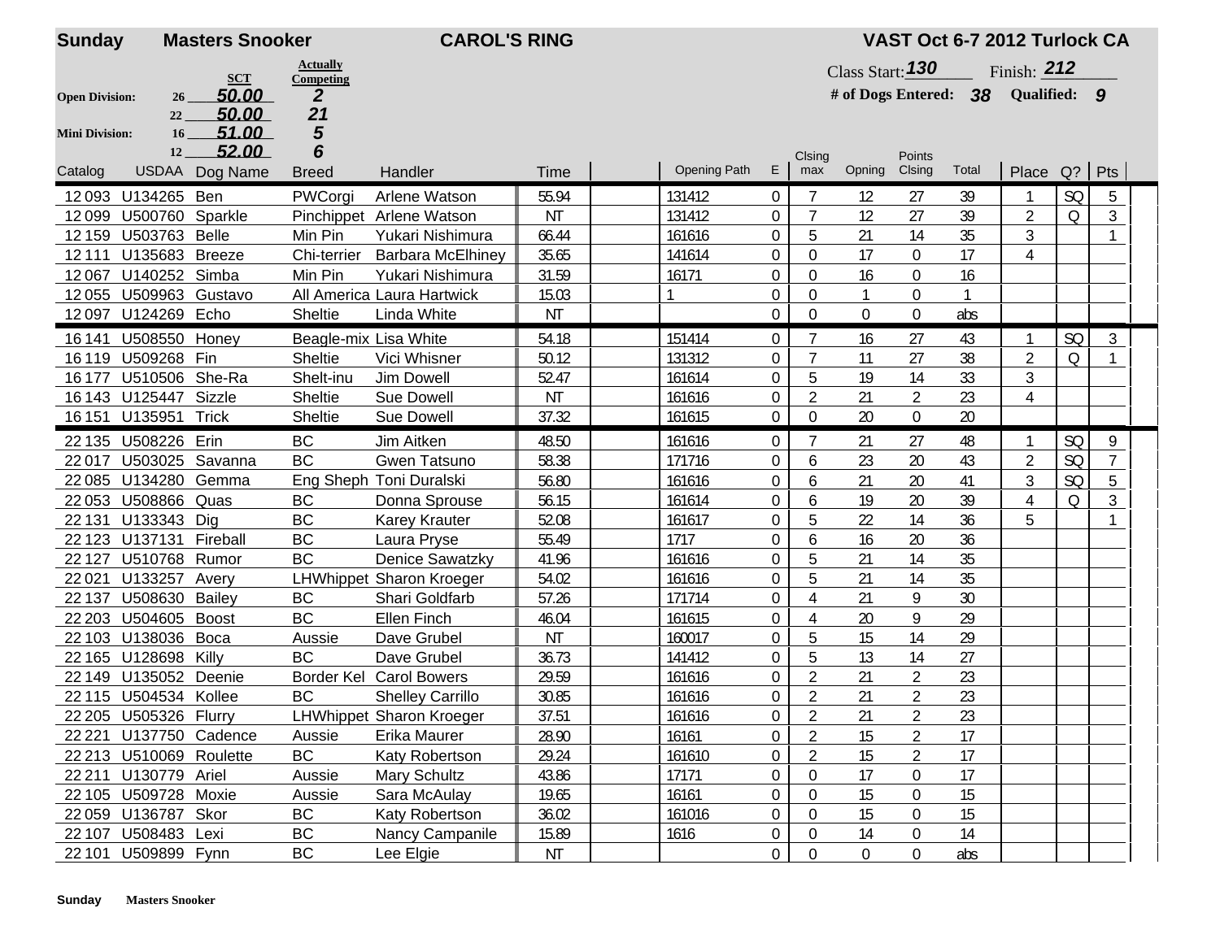**Sunday** **Masters Snooker** **CAROL'S RING** **VAST Oct 6-7 2012 Turlock CA**

| | SCT | Actually Competing |
|---|---|---|
| **Open Division:** 26 | 50.00 | 2 |
| 22 | 50.00 | 21 |
| **Mini Division:** 16 | 51.00 | 5 |
| 12 | 52.00 | 6 |

Class Start: 130 Finish: 212

**# of Dogs Entered:** 38 **Qualified:** 9

| Catalog | USDAA | Dog Name | Breed | Handler | Time | | Opening Path | E | Clsing max | Opning | Points Clsing | Total | Place | Q? | Pts |
|---|---|---|---|---|---|---|---|---|---|---|---|---|---|---|---|
| 12 093 | U134265 | Ben | PWCorgi | Arlene Watson | 55.94 | | 131412 | 0 | 7 | 12 | 27 | 39 | 1 | SQ | 5 |
| 12 099 | U500760 | Sparkle | Pinchippet | Arlene Watson | NT | | 131412 | 0 | 7 | 12 | 27 | 39 | 2 | Q | 3 |
| 12 159 | U503763 | Belle | Min Pin | Yukari Nishimura | 66.44 | | 161616 | 0 | 5 | 21 | 14 | 35 | 3 | | 1 |
| 12 111 | U135683 | Breeze | Chi-terrier | Barbara McElhiney | 35.65 | | 141614 | 0 | 0 | 17 | 0 | 17 | 4 | | |
| 12 067 | U140252 | Simba | Min Pin | Yukari Nishimura | 31.59 | | 16171 | 0 | 0 | 16 | 0 | 16 | | | |
| 12 055 | U509963 | Gustavo | All America | Laura Hartwick | 15.03 | | 1 | 0 | 0 | 1 | 0 | 1 | | | |
| 12 097 | U124269 | Echo | Sheltie | Linda White | NT | | | 0 | 0 | 0 | 0 | abs | | | |
| 16 141 | U508550 | Honey | Beagle-mix | Lisa White | 54.18 | | 151414 | 0 | 7 | 16 | 27 | 43 | 1 | SQ | 3 |
| 16 119 | U509268 | Fin | Sheltie | Vici Whisner | 50.12 | | 131312 | 0 | 7 | 11 | 27 | 38 | 2 | Q | 1 |
| 16 177 | U510506 | She-Ra | Shelt-inu | Jim Dowell | 52.47 | | 161614 | 0 | 5 | 19 | 14 | 33 | 3 | | |
| 16 143 | U125447 | Sizzle | Sheltie | Sue Dowell | NT | | 161616 | 0 | 2 | 21 | 2 | 23 | 4 | | |
| 16 151 | U135951 | Trick | Sheltie | Sue Dowell | 37.32 | | 161615 | 0 | 0 | 20 | 0 | 20 | | | |
| 22 135 | U508226 | Erin | BC | Jim Aitken | 48.50 | | 161616 | 0 | 7 | 21 | 27 | 48 | 1 | SQ | 9 |
| 22 017 | U503025 | Savanna | BC | Gwen Tatsuno | 58.38 | | 171716 | 0 | 6 | 23 | 20 | 43 | 2 | SQ | 7 |
| 22 085 | U134280 | Gemma | Eng Sheph | Toni Duralski | 56.80 | | 161616 | 0 | 6 | 21 | 20 | 41 | 3 | SQ | 5 |
| 22 053 | U508866 | Quas | BC | Donna Sprouse | 56.15 | | 161614 | 0 | 6 | 19 | 20 | 39 | 4 | Q | 3 |
| 22 131 | U133343 | Dig | BC | Karey Krauter | 52.08 | | 161617 | 0 | 5 | 22 | 14 | 36 | 5 | | 1 |
| 22 123 | U137131 | Fireball | BC | Laura Pryse | 55.49 | | 1717 | 0 | 6 | 16 | 20 | 36 | | | |
| 22 127 | U510768 | Rumor | BC | Denice Sawatzky | 41.96 | | 161616 | 0 | 5 | 21 | 14 | 35 | | | |
| 22 021 | U133257 | Avery | LHWhippet | Sharon Kroeger | 54.02 | | 161616 | 0 | 5 | 21 | 14 | 35 | | | |
| 22 137 | U508630 | Bailey | BC | Shari Goldfarb | 57.26 | | 171714 | 0 | 4 | 21 | 9 | 30 | | | |
| 22 203 | U504605 | Boost | BC | Ellen Finch | 46.04 | | 161615 | 0 | 4 | 20 | 9 | 29 | | | |
| 22 103 | U138036 | Boca | Aussie | Dave Grubel | NT | | 160017 | 0 | 5 | 15 | 14 | 29 | | | |
| 22 165 | U128698 | Killy | BC | Dave Grubel | 36.73 | | 141412 | 0 | 5 | 13 | 14 | 27 | | | |
| 22 149 | U135052 | Deenie | Border Kel | Carol Bowers | 29.59 | | 161616 | 0 | 2 | 21 | 2 | 23 | | | |
| 22 115 | U504534 | Kollee | BC | Shelley Carrillo | 30.85 | | 161616 | 0 | 2 | 21 | 2 | 23 | | | |
| 22 205 | U505326 | Flurry | LHWhippet | Sharon Kroeger | 37.51 | | 161616 | 0 | 2 | 21 | 2 | 23 | | | |
| 22 221 | U137750 | Cadence | Aussie | Erika Maurer | 28.90 | | 16161 | 0 | 2 | 15 | 2 | 17 | | | |
| 22 213 | U510069 | Roulette | BC | Katy Robertson | 29.24 | | 161610 | 0 | 2 | 15 | 2 | 17 | | | |
| 22 211 | U130779 | Ariel | Aussie | Mary Schultz | 43.86 | | 17171 | 0 | 0 | 17 | 0 | 17 | | | |
| 22 105 | U509728 | Moxie | Aussie | Sara McAulay | 19.65 | | 16161 | 0 | 0 | 15 | 0 | 15 | | | |
| 22 059 | U136787 | Skor | BC | Katy Robertson | 36.02 | | 161016 | 0 | 0 | 15 | 0 | 15 | | | |
| 22 107 | U508483 | Lexi | BC | Nancy Campanile | 15.89 | | 1616 | 0 | 0 | 14 | 0 | 14 | | | |
| 22 101 | U509899 | Fynn | BC | Lee Elgie | NT | | | 0 | 0 | 0 | 0 | abs | | | |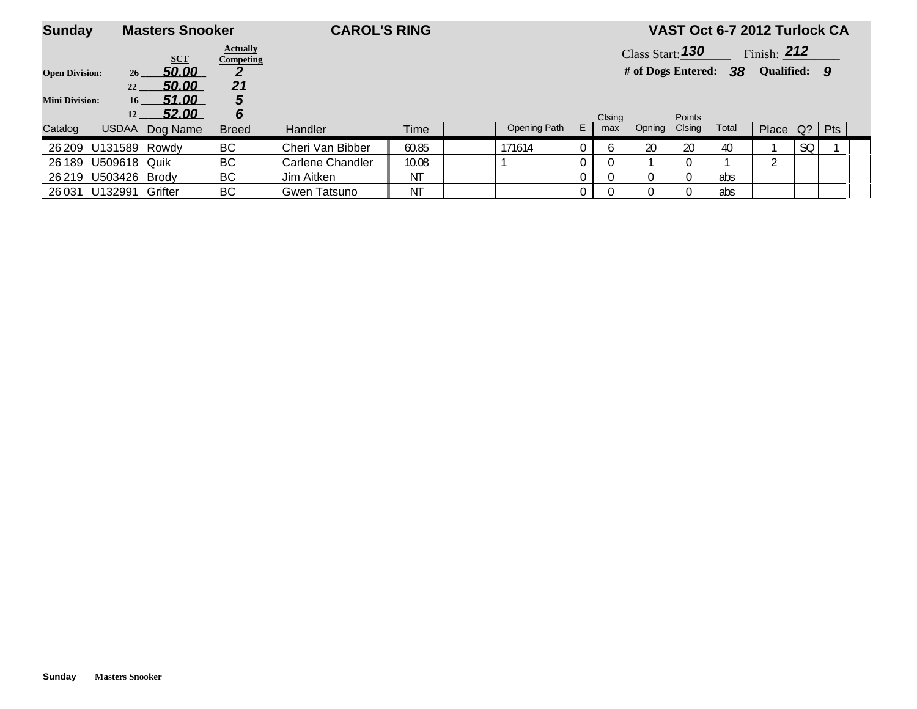**Sunday** **Masters Snooker** **CAROL'S RING** **VAST Oct 6-7 2012 Turlock CA**

| | | SCT | Actually Competing |
|---|---|---|---|
| **Open Division:** | 26 | 50.00 | 2 |
| | 22 | 50.00 | 21 |
| **Mini Division:** | 16 | 51.00 | 5 |
| | 12 | 52.00 | 6 |

Class Start: 130 Finish: 212

**# of Dogs Entered:** 38 **Qualified:** 9

| Catalog | USDAA | Dog Name | Breed | Handler | Time | | Opening Path | E | Clsing max | Opning | Points Clsing | Total | Place | Q? | Pts |
|---|---|---|---|---|---|---|---|---|---|---|---|---|---|---|---|
| 26 209 | U131589 | Rowdy | BC | Cheri Van Bibber | 60.85 | | 171614 | 0 | 6 | 20 | 20 | 40 | 1 | SQ | 1 |
| 26 189 | U509618 | Quik | BC | Carlene Chandler | 10.08 | | 1 | 0 | 0 | 1 | 0 | 1 | 2 | | |
| 26 219 | U503426 | Brody | BC | Jim Aitken | NT | | | 0 | 0 | 0 | 0 | abs | | | |
| 26 031 | U132991 | Grifter | BC | Gwen Tatsuno | NT | | | 0 | 0 | 0 | 0 | abs | | | |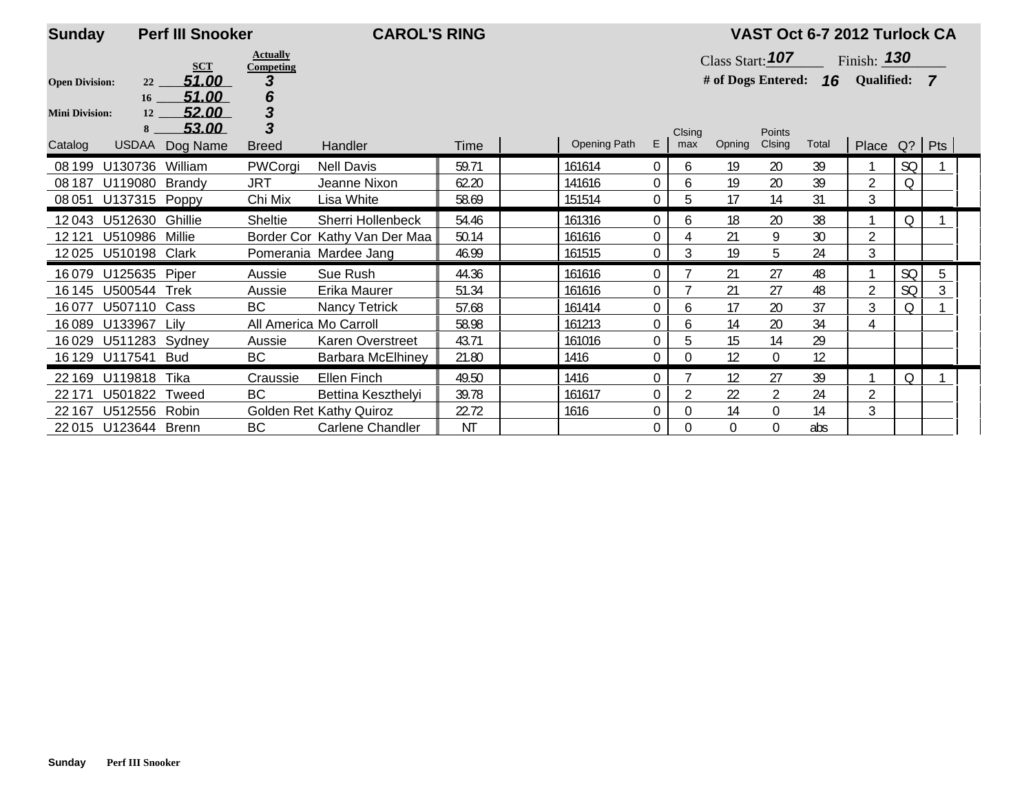**Sunday** **Perf III Snooker** **CAROL'S RING** **VAST Oct 6-7 2012 Turlock CA**

| | SCT | Actually Competing |
|---|---|---|
| **Open Division:** 22 | 51.00 | 3 |
| 16 | 51.00 | 6 |
| **Mini Division:** 12 | 52.00 | 3 |
| 8 | 53.00 | 3 |

Class Start: 107 Finish: 130

**# of Dogs Entered:** 16 **Qualified:** 7

| Catalog | USDAA | Dog Name | Breed | Handler | Time | | Opening Path | E | Clsing max | Opning | Points Clsing | Total | Place | Q? | Pts |
|---|---|---|---|---|---|---|---|---|---|---|---|---|---|---|---|
| 08 199 | U130736 | William | PWCorgi | Nell Davis | 59.71 | | 161614 | 0 | 6 | 19 | 20 | 39 | 1 | SQ | 1 |
| 08 187 | U119080 | Brandy | JRT | Jeanne Nixon | 62.20 | | 141616 | 0 | 6 | 19 | 20 | 39 | 2 | Q | |
| 08 051 | U137315 | Poppy | Chi Mix | Lisa White | 58.69 | | 151514 | 0 | 5 | 17 | 14 | 31 | 3 | | |
| 12 043 | U512630 | Ghillie | Sheltie | Sherri Hollenbeck | 54.46 | | 161316 | 0 | 6 | 18 | 20 | 38 | 1 | Q | 1 |
| 12 121 | U510986 | Millie | Border Cor | Kathy Van Der Maa | 50.14 | | 161616 | 0 | 4 | 21 | 9 | 30 | 2 | | |
| 12 025 | U510198 | Clark | Pomerania | Mardee Jang | 46.99 | | 161515 | 0 | 3 | 19 | 5 | 24 | 3 | | |
| 16 079 | U125635 | Piper | Aussie | Sue Rush | 44.36 | | 161616 | 0 | 7 | 21 | 27 | 48 | 1 | SQ | 5 |
| 16 145 | U500544 | Trek | Aussie | Erika Maurer | 51.34 | | 161616 | 0 | 7 | 21 | 27 | 48 | 2 | SQ | 3 |
| 16 077 | U507110 | Cass | BC | Nancy Tetrick | 57.68 | | 161414 | 0 | 6 | 17 | 20 | 37 | 3 | Q | 1 |
| 16 089 | U133967 | Lily | All America | Mo Carroll | 58.98 | | 161213 | 0 | 6 | 14 | 20 | 34 | 4 | | |
| 16 029 | U511283 | Sydney | Aussie | Karen Overstreet | 43.71 | | 161016 | 0 | 5 | 15 | 14 | 29 | | | |
| 16 129 | U117541 | Bud | BC | Barbara McElhiney | 21.80 | | 1416 | 0 | 0 | 12 | 0 | 12 | | | |
| 22 169 | U119818 | Tika | Craussie | Ellen Finch | 49.50 | | 1416 | 0 | 7 | 12 | 27 | 39 | 1 | Q | 1 |
| 22 171 | U501822 | Tweed | BC | Bettina Keszthelyi | 39.78 | | 161617 | 0 | 2 | 22 | 2 | 24 | 2 | | |
| 22 167 | U512556 | Robin | Golden Ret | Kathy Quiroz | 22.72 | | 1616 | 0 | 0 | 14 | 0 | 14 | 3 | | |
| 22 015 | U123644 | Brenn | BC | Carlene Chandler | NT | | | 0 | 0 | 0 | 0 | abs | | | |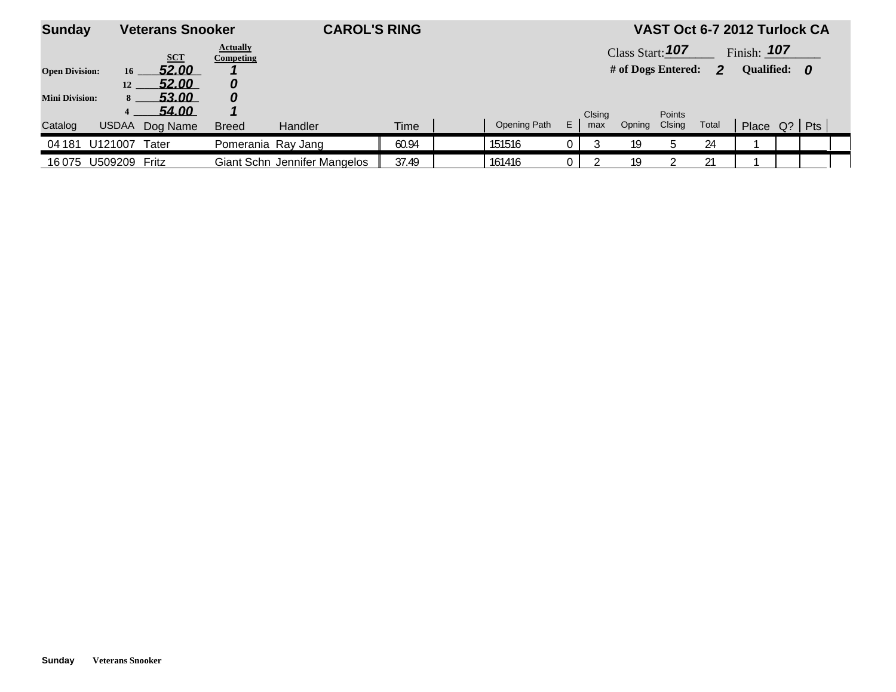**Sunday** **Veterans Snooker** **CAROL'S RING** **VAST Oct 6-7 2012 Turlock CA**

| | | SCT | Actually Competing |
|---|---|---|---|
| **Open Division:** | 16 | 52.00 | 1 |
| | 12 | 52.00 | 0 |
| **Mini Division:** | 8 | 53.00 | 0 |
| | 4 | 54.00 | 1 |

Class Start: 107 Finish: 107

**# of Dogs Entered:** 2 **Qualified:** 0

| Catalog | USDAA | Dog Name | Breed | Handler | Time | | Opening Path | E | Clsing max | Opning | Points Clsing | Total | Place | Q? | Pts |
|---|---|---|---|---|---|---|---|---|---|---|---|---|---|---|---|
| 04 181 | U121007 | Tater | Pomerania | Ray Jang | 60.94 | | 151516 | 0 | 3 | 19 | 5 | 24 | 1 | | |
| 16 075 | U509209 | Fritz | Giant Schn | Jennifer Mangelos | 37.49 | | 161416 | 0 | 2 | 19 | 2 | 21 | 1 | | |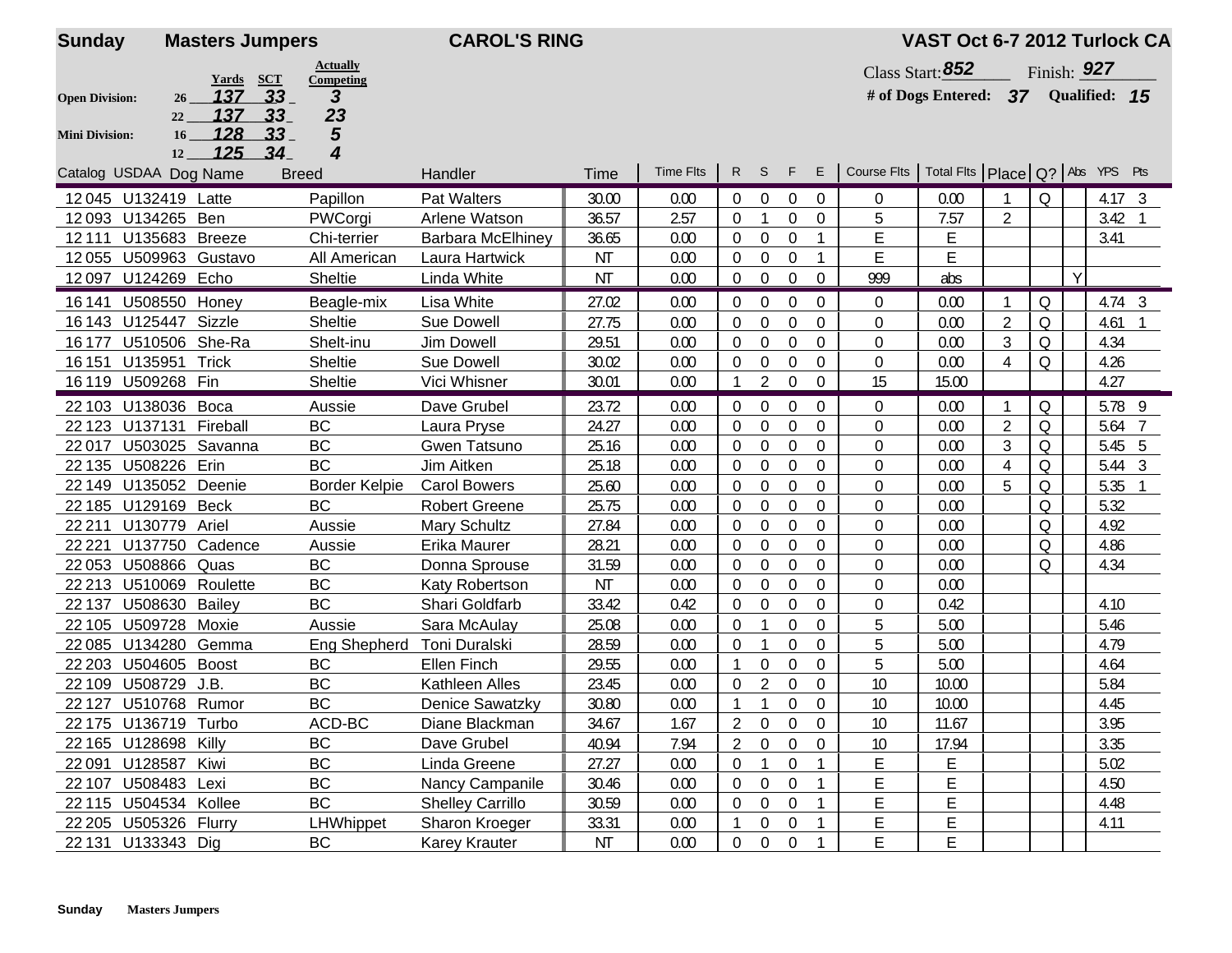**Sunday** **Masters Jumpers** **CAROL'S RING** **VAST Oct 6-7 2012 Turlock CA**

| | | Yards | SCT | Actually Competing |
|---|---|---|---|---|
| Open Division: | 26 | 137 | 33 | 3 |
| | 22 | 137 | 33 | 23 |
| Mini Division: | 16 | 128 | 33 | 5 |
| | 12 | 125 | 34 | 4 |

Class Start: 852 Finish: 927

\# of Dogs Entered: 37 Qualified: 15

| Catalog | USDAA | Dog Name | Breed | Handler | Time | Time Flts | R | S | F | E | Course Flts | Total Flts | Place | Q? | Abs | YPS | Pts |
|---|---|---|---|---|---|---|---|---|---|---|---|---|---|---|---|---|---|
| 12 045 | U132419 | Latte | Papillon | Pat Walters | 30.00 | 0.00 | 0 | 0 | 0 | 0 | 0 | 0.00 | 1 | Q | | 4.17 | 3 |
| 12 093 | U134265 | Ben | PWCorgi | Arlene Watson | 36.57 | 2.57 | 0 | 1 | 0 | 0 | 5 | 7.57 | 2 | | | 3.42 | 1 |
| 12 111 | U135683 | Breeze | Chi-terrier | Barbara McElhiney | 36.65 | 0.00 | 0 | 0 | 0 | 1 | E | E | | | | 3.41 | |
| 12 055 | U509963 | Gustavo | All American | Laura Hartwick | NT | 0.00 | 0 | 0 | 0 | 1 | E | E | | | | | |
| 12 097 | U124269 | Echo | Sheltie | Linda White | NT | 0.00 | 0 | 0 | 0 | 0 | 999 | abs | | | Y | | |
| 16 141 | U508550 | Honey | Beagle-mix | Lisa White | 27.02 | 0.00 | 0 | 0 | 0 | 0 | 0 | 0.00 | 1 | Q | | 4.74 | 3 |
| 16 143 | U125447 | Sizzle | Sheltie | Sue Dowell | 27.75 | 0.00 | 0 | 0 | 0 | 0 | 0 | 0.00 | 2 | Q | | 4.61 | 1 |
| 16 177 | U510506 | She-Ra | Shelt-inu | Jim Dowell | 29.51 | 0.00 | 0 | 0 | 0 | 0 | 0 | 0.00 | 3 | Q | | 4.34 | |
| 16 151 | U135951 | Trick | Sheltie | Sue Dowell | 30.02 | 0.00 | 0 | 0 | 0 | 0 | 0 | 0.00 | 4 | Q | | 4.26 | |
| 16 119 | U509268 | Fin | Sheltie | Vici Whisner | 30.01 | 0.00 | 1 | 2 | 0 | 0 | 15 | 15.00 | | | | 4.27 | |
| 22 103 | U138036 | Boca | Aussie | Dave Grubel | 23.72 | 0.00 | 0 | 0 | 0 | 0 | 0 | 0.00 | 1 | Q | | 5.78 | 9 |
| 22 123 | U137131 | Fireball | BC | Laura Pryse | 24.27 | 0.00 | 0 | 0 | 0 | 0 | 0 | 0.00 | 2 | Q | | 5.64 | 7 |
| 22 017 | U503025 | Savanna | BC | Gwen Tatsuno | 25.16 | 0.00 | 0 | 0 | 0 | 0 | 0 | 0.00 | 3 | Q | | 5.45 | 5 |
| 22 135 | U508226 | Erin | BC | Jim Aitken | 25.18 | 0.00 | 0 | 0 | 0 | 0 | 0 | 0.00 | 4 | Q | | 5.44 | 3 |
| 22 149 | U135052 | Deenie | Border Kelpie | Carol Bowers | 25.60 | 0.00 | 0 | 0 | 0 | 0 | 0 | 0.00 | 5 | Q | | 5.35 | 1 |
| 22 185 | U129169 | Beck | BC | Robert Greene | 25.75 | 0.00 | 0 | 0 | 0 | 0 | 0 | 0.00 | | Q | | 5.32 | |
| 22 211 | U130779 | Ariel | Aussie | Mary Schultz | 27.84 | 0.00 | 0 | 0 | 0 | 0 | 0 | 0.00 | | Q | | 4.92 | |
| 22 221 | U137750 | Cadence | Aussie | Erika Maurer | 28.21 | 0.00 | 0 | 0 | 0 | 0 | 0 | 0.00 | | Q | | 4.86 | |
| 22 053 | U508866 | Quas | BC | Donna Sprouse | 31.59 | 0.00 | 0 | 0 | 0 | 0 | 0 | 0.00 | | Q | | 4.34 | |
| 22 213 | U510069 | Roulette | BC | Katy Robertson | NT | 0.00 | 0 | 0 | 0 | 0 | 0 | 0.00 | | | | | |
| 22 137 | U508630 | Bailey | BC | Shari Goldfarb | 33.42 | 0.42 | 0 | 0 | 0 | 0 | 0 | 0.42 | | | | 4.10 | |
| 22 105 | U509728 | Moxie | Aussie | Sara McAulay | 25.08 | 0.00 | 0 | 1 | 0 | 0 | 5 | 5.00 | | | | 5.46 | |
| 22 085 | U134280 | Gemma | Eng Shepherd | Toni Duralski | 28.59 | 0.00 | 0 | 1 | 0 | 0 | 5 | 5.00 | | | | 4.79 | |
| 22 203 | U504605 | Boost | BC | Ellen Finch | 29.55 | 0.00 | 1 | 0 | 0 | 0 | 5 | 5.00 | | | | 4.64 | |
| 22 109 | U508729 | J.B. | BC | Kathleen Alles | 23.45 | 0.00 | 0 | 2 | 0 | 0 | 10 | 10.00 | | | | 5.84 | |
| 22 127 | U510768 | Rumor | BC | Denice Sawatzky | 30.80 | 0.00 | 1 | 1 | 0 | 0 | 10 | 10.00 | | | | 4.45 | |
| 22 175 | U136719 | Turbo | ACD-BC | Diane Blackman | 34.67 | 1.67 | 2 | 0 | 0 | 0 | 10 | 11.67 | | | | 3.95 | |
| 22 165 | U128698 | Killy | BC | Dave Grubel | 40.94 | 7.94 | 2 | 0 | 0 | 0 | 10 | 17.94 | | | | 3.35 | |
| 22 091 | U128587 | Kiwi | BC | Linda Greene | 27.27 | 0.00 | 0 | 1 | 0 | 1 | E | E | | | | 5.02 | |
| 22 107 | U508483 | Lexi | BC | Nancy Campanile | 30.46 | 0.00 | 0 | 0 | 0 | 1 | E | E | | | | 4.50 | |
| 22 115 | U504534 | Kollee | BC | Shelley Carrillo | 30.59 | 0.00 | 0 | 0 | 0 | 1 | E | E | | | | 4.48 | |
| 22 205 | U505326 | Flurry | LHWhippet | Sharon Kroeger | 33.31 | 0.00 | 1 | 0 | 0 | 1 | E | E | | | | 4.11 | |
| 22 131 | U133343 | Dig | BC | Karey Krauter | NT | 0.00 | 0 | 0 | 0 | 1 | E | E | | | | | |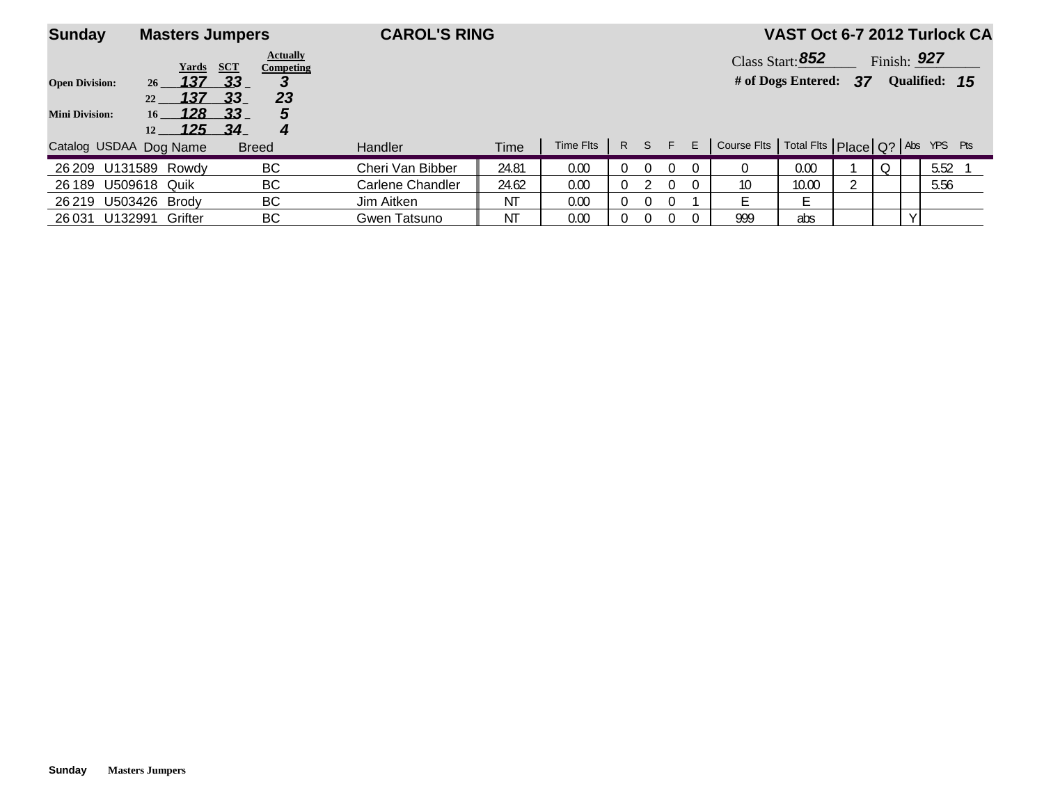**Sunday** **Masters Jumpers** **CAROL'S RING** **VAST Oct 6-7 2012 Turlock CA**

| | Height | Yards | SCT | Actually Competing |
|---|---|---|---|---|
| **Open Division:** | 26 | *137* | *33* | *3* |
| | 22 | *137* | *33* | *23* |
| **Mini Division:** | 16 | *128* | *33* | *5* |
| | 12 | *125* | *34* | *4* |

Class Start: *852* Finish: *927*

**# of Dogs Entered:** *37* **Qualified:** *15*

| Catalog | USDAA | Dog Name | Breed | Handler | Time | Time Flts | R | S | F | E | Course Flts | Total Flts | Place | Q? | Abs | YPS | Pts |
|---|---|---|---|---|---|---|---|---|---|---|---|---|---|---|---|---|---|
| 26 209 | U131589 | Rowdy | BC | Cheri Van Bibber | 24.81 | 0.00 | 0 | 0 | 0 | 0 | 0 | 0.00 | 1 | Q | | 5.52 | 1 |
| 26 189 | U509618 | Quik | BC | Carlene Chandler | 24.62 | 0.00 | 0 | 2 | 0 | 0 | 10 | 10.00 | 2 | | | 5.56 | |
| 26 219 | U503426 | Brody | BC | Jim Aitken | NT | 0.00 | 0 | 0 | 0 | 1 | E | E | | | | | |
| 26 031 | U132991 | Grifter | BC | Gwen Tatsuno | NT | 0.00 | 0 | 0 | 0 | 0 | 999 | abs | | | Y | | |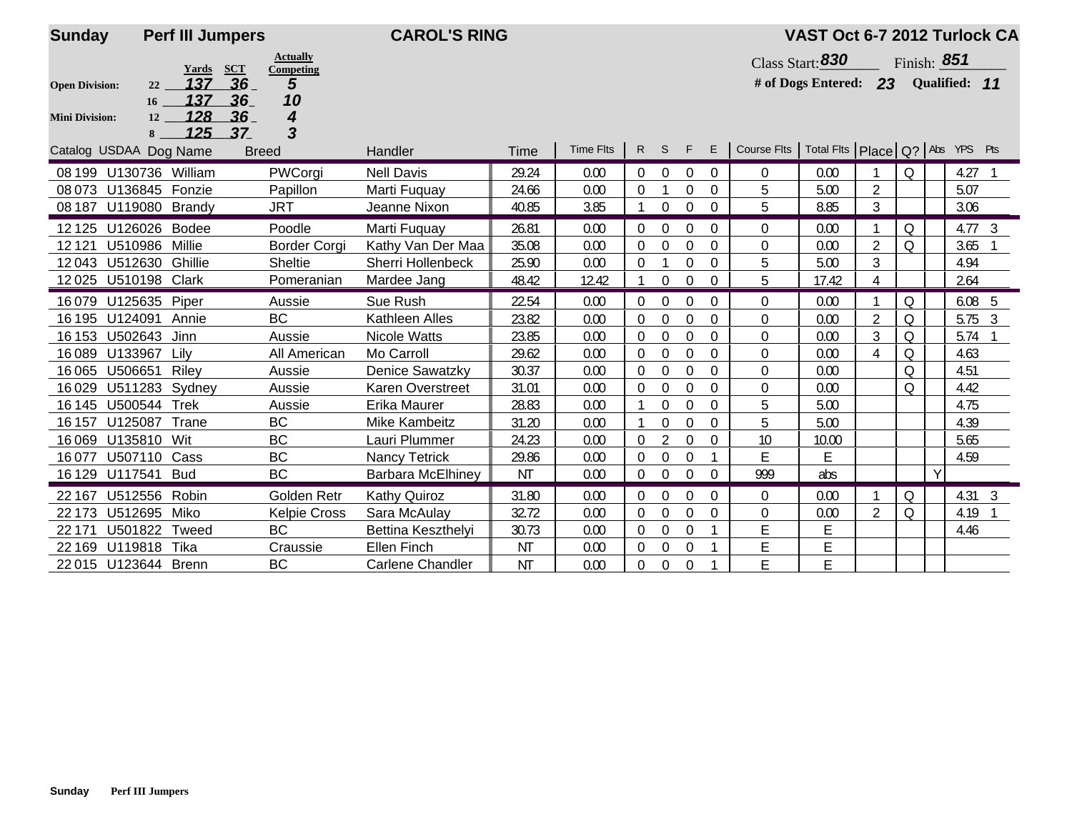**Sunday** **Perf III Jumpers** **CAROL'S RING** **VAST Oct 6-7 2012 Turlock CA**

| | | Yards | SCT | Actually Competing |
|---|---|---|---|---|
| **Open Division:** | 22 | 137 | 36 | 5 |
| | 16 | 137 | 36 | 10 |
| **Mini Division:** | 12 | 128 | 36 | 4 |
| | 8 | 125 | 37 | 3 |

Class Start: **830** Finish: **851**

**# of Dogs Entered: 23** **Qualified: 11**

| Catalog | USDAA | Dog Name | Breed | Handler | Time | Time Flts | R | S | F | E | Course Flts | Total Flts | Place | Q? | Abs | YPS | Pts |
|---|---|---|---|---|---|---|---|---|---|---|---|---|---|---|---|---|---|
| 08 199 | U130736 | William | PWCorgi | Nell Davis | 29.24 | 0.00 | 0 | 0 | 0 | 0 | 0 | 0.00 | 1 | Q | | 4.27 | 1 |
| 08 073 | U136845 | Fonzie | Papillon | Marti Fuquay | 24.66 | 0.00 | 0 | 1 | 0 | 0 | 5 | 5.00 | 2 | | | 5.07 | |
| 08 187 | U119080 | Brandy | JRT | Jeanne Nixon | 40.85 | 3.85 | 1 | 0 | 0 | 0 | 5 | 8.85 | 3 | | | 3.06 | |
| 12 125 | U126026 | Bodee | Poodle | Marti Fuquay | 26.81 | 0.00 | 0 | 0 | 0 | 0 | 0 | 0.00 | 1 | Q | | 4.77 | 3 |
| 12 121 | U510986 | Millie | Border Corgi | Kathy Van Der Maa | 35.08 | 0.00 | 0 | 0 | 0 | 0 | 0 | 0.00 | 2 | Q | | 3.65 | 1 |
| 12 043 | U512630 | Ghillie | Sheltie | Sherri Hollenbeck | 25.90 | 0.00 | 0 | 1 | 0 | 0 | 5 | 5.00 | 3 | | | 4.94 | |
| 12 025 | U510198 | Clark | Pomeranian | Mardee Jang | 48.42 | 12.42 | 1 | 0 | 0 | 0 | 5 | 17.42 | 4 | | | 2.64 | |
| 16 079 | U125635 | Piper | Aussie | Sue Rush | 22.54 | 0.00 | 0 | 0 | 0 | 0 | 0 | 0.00 | 1 | Q | | 6.08 | 5 |
| 16 195 | U124091 | Annie | BC | Kathleen Alles | 23.82 | 0.00 | 0 | 0 | 0 | 0 | 0 | 0.00 | 2 | Q | | 5.75 | 3 |
| 16 153 | U502643 | Jinn | Aussie | Nicole Watts | 23.85 | 0.00 | 0 | 0 | 0 | 0 | 0 | 0.00 | 3 | Q | | 5.74 | 1 |
| 16 089 | U133967 | Lily | All American | Mo Carroll | 29.62 | 0.00 | 0 | 0 | 0 | 0 | 0 | 0.00 | 4 | Q | | 4.63 | |
| 16 065 | U506651 | Riley | Aussie | Denice Sawatzky | 30.37 | 0.00 | 0 | 0 | 0 | 0 | 0 | 0.00 | | Q | | 4.51 | |
| 16 029 | U511283 | Sydney | Aussie | Karen Overstreet | 31.01 | 0.00 | 0 | 0 | 0 | 0 | 0 | 0.00 | | Q | | 4.42 | |
| 16 145 | U500544 | Trek | Aussie | Erika Maurer | 28.83 | 0.00 | 1 | 0 | 0 | 0 | 5 | 5.00 | | | | 4.75 | |
| 16 157 | U125087 | Trane | BC | Mike Kambeitz | 31.20 | 0.00 | 1 | 0 | 0 | 0 | 5 | 5.00 | | | | 4.39 | |
| 16 069 | U135810 | Wit | BC | Lauri Plummer | 24.23 | 0.00 | 0 | 2 | 0 | 0 | 10 | 10.00 | | | | 5.65 | |
| 16 077 | U507110 | Cass | BC | Nancy Tetrick | 29.86 | 0.00 | 0 | 0 | 0 | 1 | E | E | | | | 4.59 | |
| 16 129 | U117541 | Bud | BC | Barbara McElhiney | NT | 0.00 | 0 | 0 | 0 | 0 | 999 | abs | | | Y | | |
| 22 167 | U512556 | Robin | Golden Retr | Kathy Quiroz | 31.80 | 0.00 | 0 | 0 | 0 | 0 | 0 | 0.00 | 1 | Q | | 4.31 | 3 |
| 22 173 | U512695 | Miko | Kelpie Cross | Sara McAulay | 32.72 | 0.00 | 0 | 0 | 0 | 0 | 0 | 0.00 | 2 | Q | | 4.19 | 1 |
| 22 171 | U501822 | Tweed | BC | Bettina Keszthelyi | 30.73 | 0.00 | 0 | 0 | 0 | 1 | E | E | | | | 4.46 | |
| 22 169 | U119818 | Tika | Craussie | Ellen Finch | NT | 0.00 | 0 | 0 | 0 | 1 | E | E | | | | | |
| 22 015 | U123644 | Brenn | BC | Carlene Chandler | NT | 0.00 | 0 | 0 | 0 | 1 | E | E | | | | | |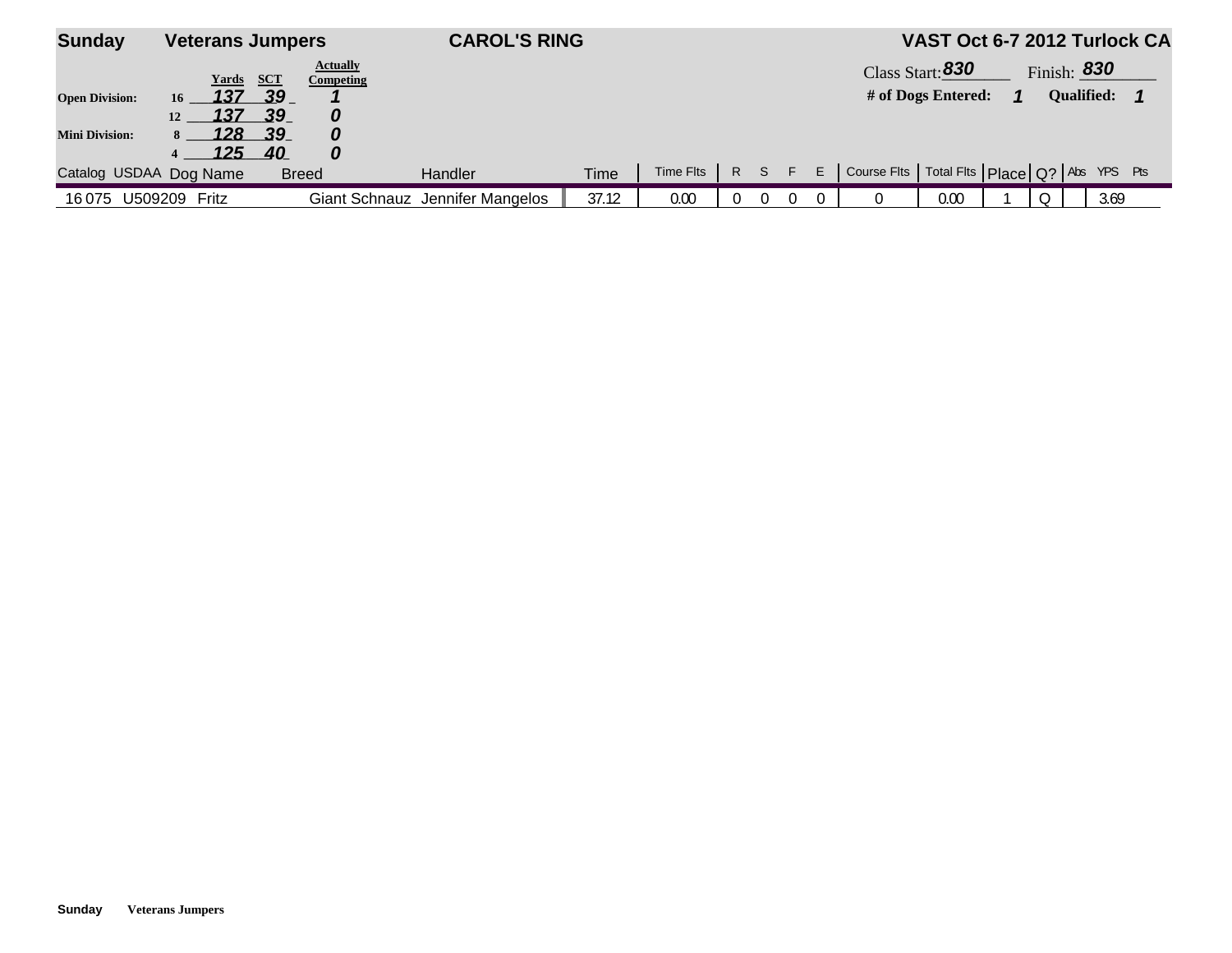**Sunday** **Veterans Jumpers** **CAROL'S RING** **VAST Oct 6-7 2012 Turlock CA**

| | | Yards | SCT | Actually Competing |
|---|---|---|---|---|
| **Open Division:** | 16 | *137* | *39* | *1* |
| | 12 | *137* | *39* | *0* |
| **Mini Division:** | 8 | *128* | *39* | *0* |
| | 4 | *125* | *40* | *0* |

Class Start: *830* Finish: *830*

**# of Dogs Entered:** *1* **Qualified:** *1*

| Catalog | USDAA | Dog Name | Breed | Handler | Time | Time Flts | R | S | F | E | Course Flts | Total Flts | Place | Q? | Abs | YPS | Pts |
|---|---|---|---|---|---|---|---|---|---|---|---|---|---|---|---|---|---|
| 16 075 | U509209 | Fritz | Giant Schnauz | Jennifer Mangelos | 37.12 | 0.00 | 0 | 0 | 0 | 0 | 0 | 0.00 | 1 | Q | | 3.69 | |